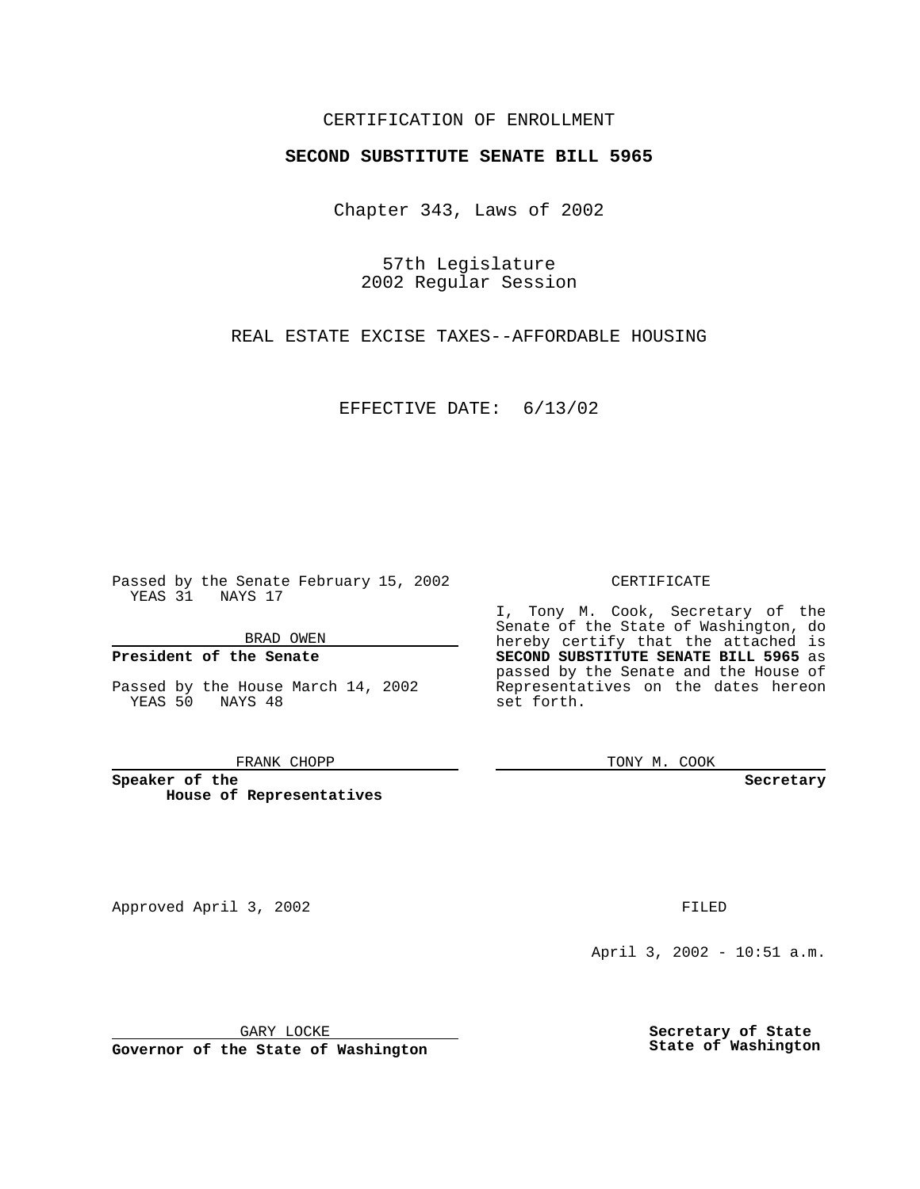CERTIFICATION OF ENROLLMENT

**SECOND SUBSTITUTE SENATE BILL 5965**

Chapter 343, Laws of 2002

57th Legislature
2002 Regular Session

REAL ESTATE EXCISE TAXES--AFFORDABLE HOUSING

EFFECTIVE DATE: 6/13/02

Passed by the Senate February 15, 2002
YEAS 31 NAYS 17

BRAD OWEN

**President of the Senate**

Passed by the House March 14, 2002
YEAS 50 NAYS 48

FRANK CHOPP

**Speaker of the House of Representatives**

CERTIFICATE

I, Tony M. Cook, Secretary of the Senate of the State of Washington, do hereby certify that the attached is **SECOND SUBSTITUTE SENATE BILL 5965** as passed by the Senate and the House of Representatives on the dates hereon set forth.

TONY M. COOK

**Secretary**

Approved April 3, 2002

GARY LOCKE

**Governor of the State of Washington**

FILED

April 3, 2002 - 10:51 a.m.

**Secretary of State**
**State of Washington**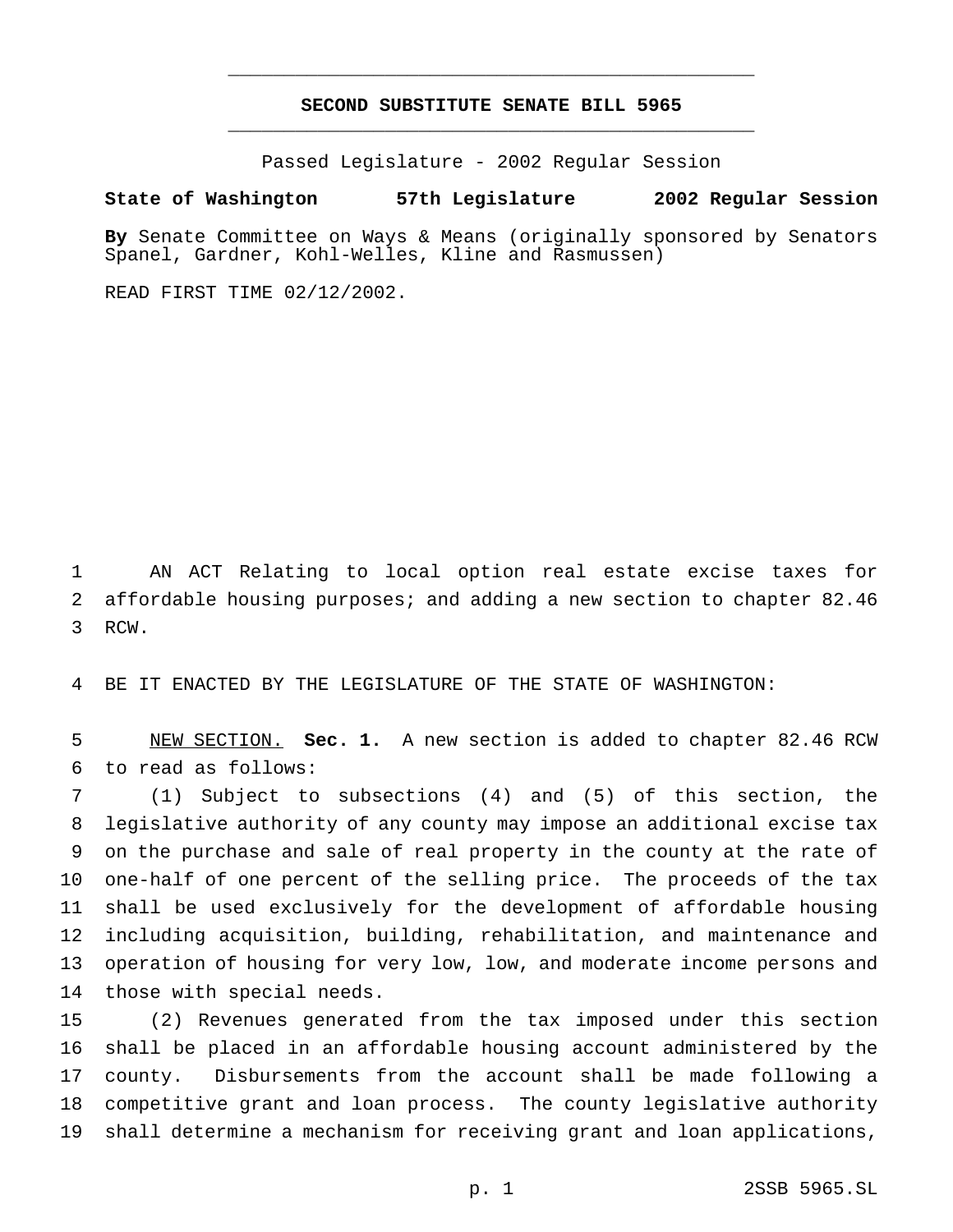# SECOND SUBSTITUTE SENATE BILL 5965

Passed Legislature - 2002 Regular Session

**State of Washington 57th Legislature 2002 Regular Session**

**By** Senate Committee on Ways & Means (originally sponsored by Senators Spanel, Gardner, Kohl-Welles, Kline and Rasmussen)

READ FIRST TIME 02/12/2002.

AN ACT Relating to local option real estate excise taxes for affordable housing purposes; and adding a new section to chapter 82.46 RCW.

BE IT ENACTED BY THE LEGISLATURE OF THE STATE OF WASHINGTON:

NEW SECTION. **Sec. 1.** A new section is added to chapter 82.46 RCW to read as follows:

(1) Subject to subsections (4) and (5) of this section, the legislative authority of any county may impose an additional excise tax on the purchase and sale of real property in the county at the rate of one-half of one percent of the selling price. The proceeds of the tax shall be used exclusively for the development of affordable housing including acquisition, building, rehabilitation, and maintenance and operation of housing for very low, low, and moderate income persons and those with special needs.

(2) Revenues generated from the tax imposed under this section shall be placed in an affordable housing account administered by the county. Disbursements from the account shall be made following a competitive grant and loan process. The county legislative authority shall determine a mechanism for receiving grant and loan applications,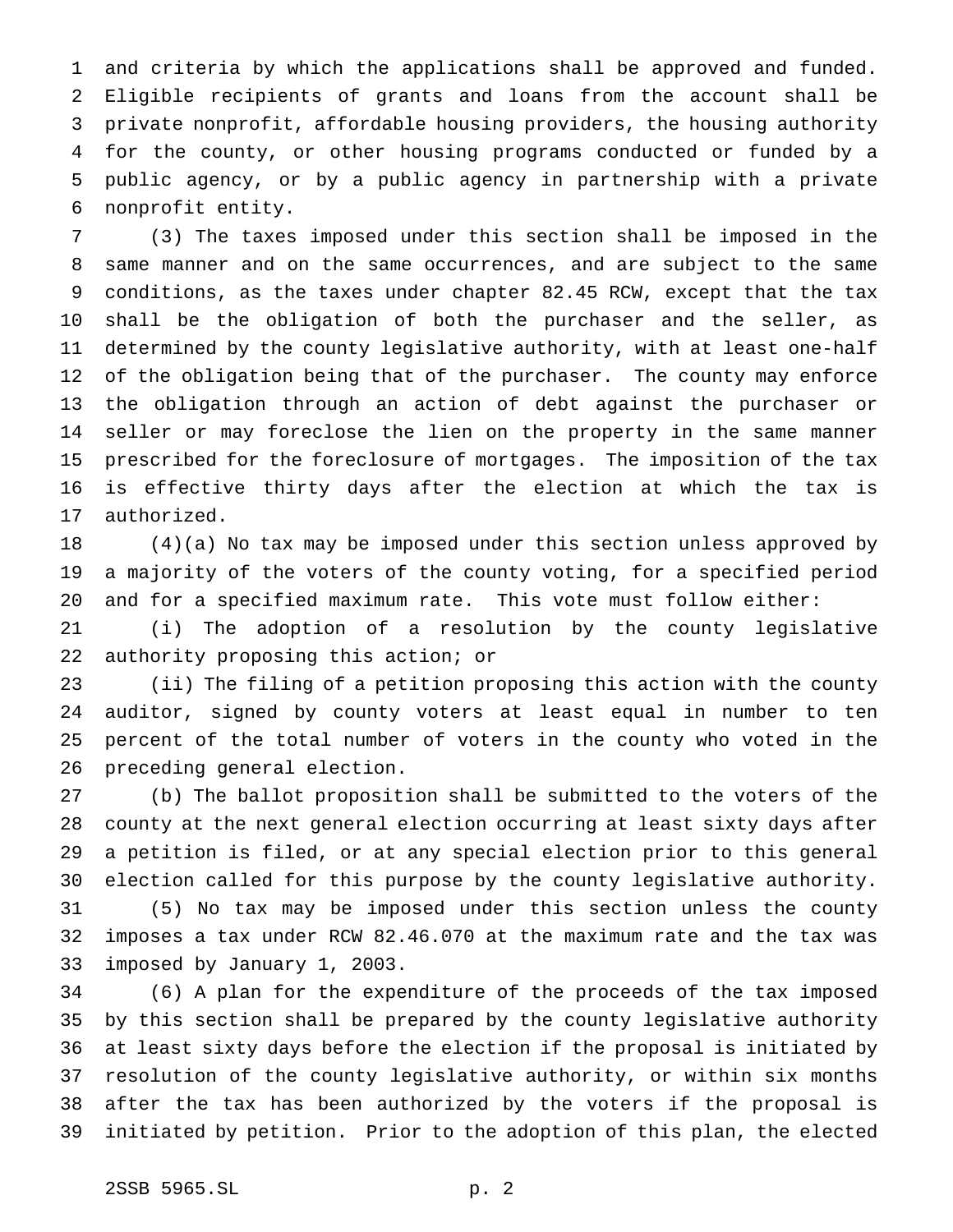and criteria by which the applications shall be approved and funded. Eligible recipients of grants and loans from the account shall be private nonprofit, affordable housing providers, the housing authority for the county, or other housing programs conducted or funded by a public agency, or by a public agency in partnership with a private nonprofit entity.

(3) The taxes imposed under this section shall be imposed in the same manner and on the same occurrences, and are subject to the same conditions, as the taxes under chapter 82.45 RCW, except that the tax shall be the obligation of both the purchaser and the seller, as determined by the county legislative authority, with at least one-half of the obligation being that of the purchaser. The county may enforce the obligation through an action of debt against the purchaser or seller or may foreclose the lien on the property in the same manner prescribed for the foreclosure of mortgages. The imposition of the tax is effective thirty days after the election at which the tax is authorized.

(4)(a) No tax may be imposed under this section unless approved by a majority of the voters of the county voting, for a specified period and for a specified maximum rate. This vote must follow either:

(i) The adoption of a resolution by the county legislative authority proposing this action; or

(ii) The filing of a petition proposing this action with the county auditor, signed by county voters at least equal in number to ten percent of the total number of voters in the county who voted in the preceding general election.

(b) The ballot proposition shall be submitted to the voters of the county at the next general election occurring at least sixty days after a petition is filed, or at any special election prior to this general election called for this purpose by the county legislative authority.

(5) No tax may be imposed under this section unless the county imposes a tax under RCW 82.46.070 at the maximum rate and the tax was imposed by January 1, 2003.

(6) A plan for the expenditure of the proceeds of the tax imposed by this section shall be prepared by the county legislative authority at least sixty days before the election if the proposal is initiated by resolution of the county legislative authority, or within six months after the tax has been authorized by the voters if the proposal is initiated by petition. Prior to the adoption of this plan, the elected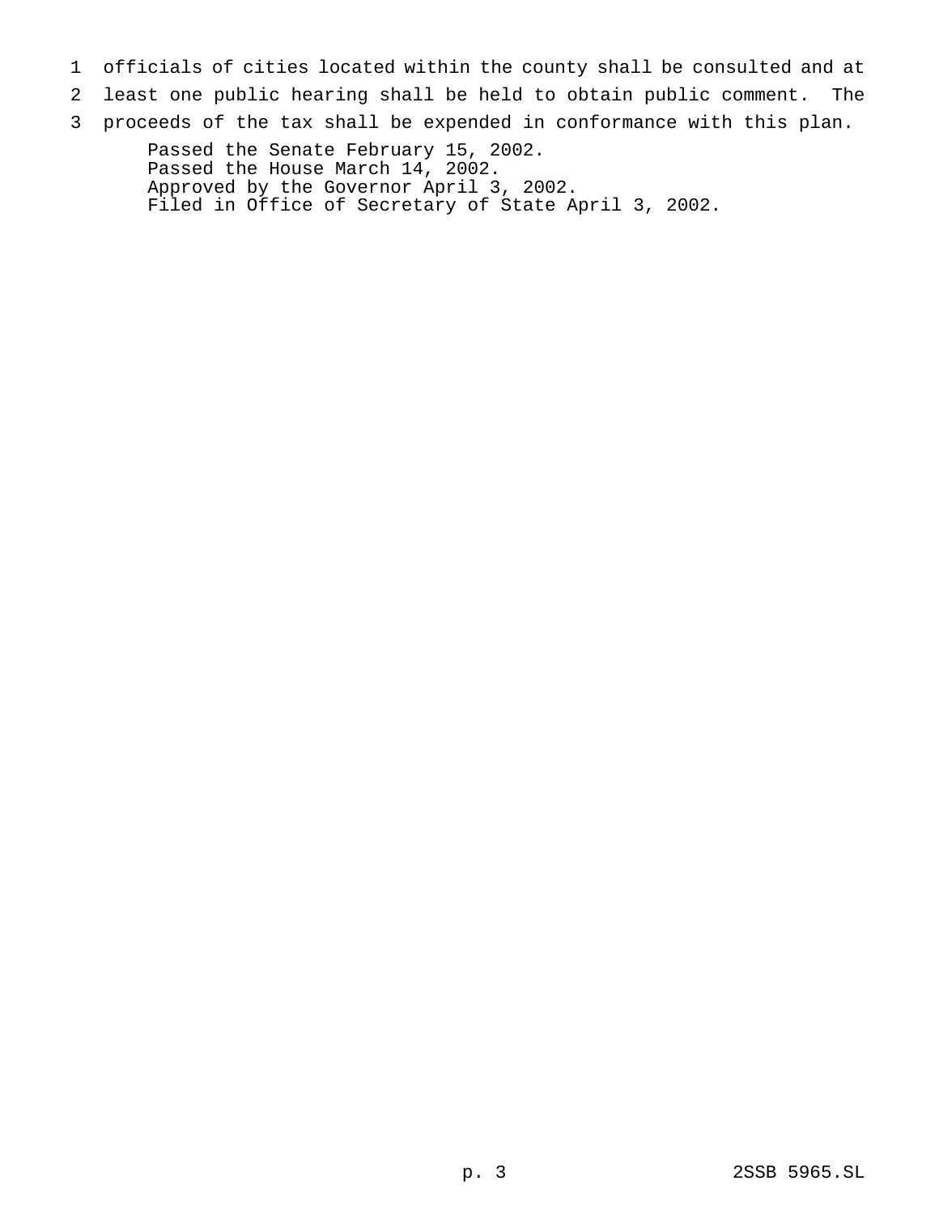officials of cities located within the county shall be consulted and at least one public hearing shall be held to obtain public comment. The proceeds of the tax shall be expended in conformance with this plan.

Passed the Senate February 15, 2002.
Passed the House March 14, 2002.
Approved by the Governor April 3, 2002.
Filed in Office of Secretary of State April 3, 2002.